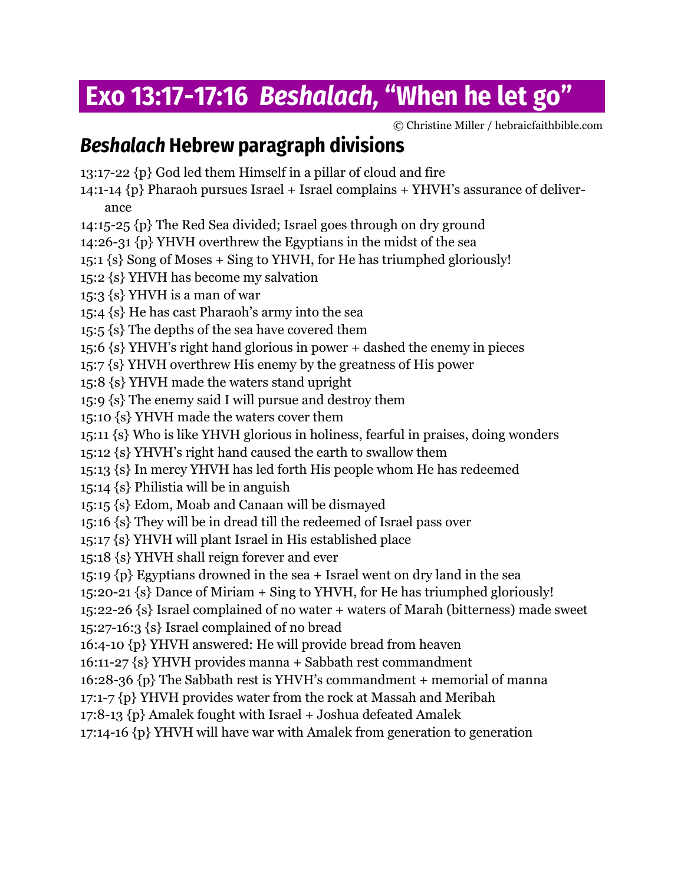# Exo 13:17-17:16 *Beshalach,* "When he let go"

© Christine Miller / hebraicfaithbible.com

## *Beshalach* Hebrew paragraph divisions

13:17-22 {p} God led them Himself in a pillar of cloud and fire

14:1-14 {p} Pharaoh pursues Israel + Israel complains + YHVH's assurance of deliverance

14:15-25 {p} The Red Sea divided; Israel goes through on dry ground

14:26-31 {p} YHVH overthrew the Egyptians in the midst of the sea

15:1 {s} Song of Moses + Sing to YHVH, for He has triumphed gloriously!

15:2 {s} YHVH has become my salvation

15:3 {s} YHVH is a man of war

15:4 {s} He has cast Pharaoh's army into the sea

15:5 {s} The depths of the sea have covered them

15:6 {s} YHVH's right hand glorious in power + dashed the enemy in pieces

15:7 {s} YHVH overthrew His enemy by the greatness of His power

15:8 {s} YHVH made the waters stand upright

15:9 {s} The enemy said I will pursue and destroy them

15:10 {s} YHVH made the waters cover them

15:11 {s} Who is like YHVH glorious in holiness, fearful in praises, doing wonders

15:12 {s} YHVH's right hand caused the earth to swallow them

15:13 {s} In mercy YHVH has led forth His people whom He has redeemed

15:14 {s} Philistia will be in anguish

15:15 {s} Edom, Moab and Canaan will be dismayed

15:16 {s} They will be in dread till the redeemed of Israel pass over

15:17 {s} YHVH will plant Israel in His established place

15:18 {s} YHVH shall reign forever and ever

15:19 {p} Egyptians drowned in the sea + Israel went on dry land in the sea

15:20-21 {s} Dance of Miriam + Sing to YHVH, for He has triumphed gloriously!

15:22-26 {s} Israel complained of no water + waters of Marah (bitterness) made sweet

15:27-16:3 {s} Israel complained of no bread

16:4-10 {p} YHVH answered: He will provide bread from heaven

16:11-27 {s} YHVH provides manna + Sabbath rest commandment

16:28-36 {p} The Sabbath rest is YHVH's commandment + memorial of manna

17:1-7 {p} YHVH provides water from the rock at Massah and Meribah

17:8-13 {p} Amalek fought with Israel + Joshua defeated Amalek

17:14-16 {p} YHVH will have war with Amalek from generation to generation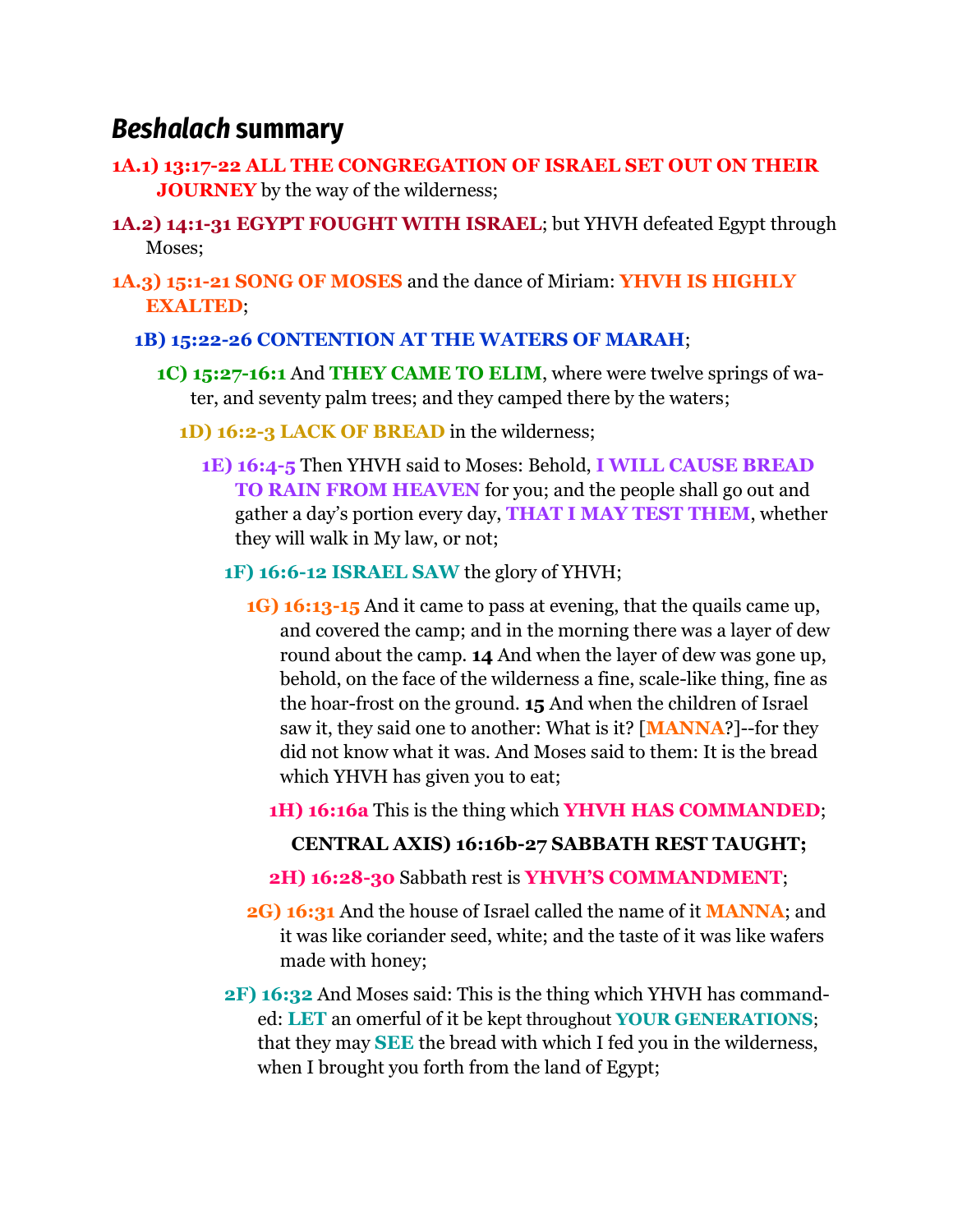## *Beshalach* summary

**1A.1) 13:17-22 ALL THE CONGREGATION OF ISRAEL SET OUT ON THEIR JOURNEY** by the way of the wilderness;

**1A.2) 14:1-31 EGYPT FOUGHT WITH ISRAEL**; but YHVH defeated Egypt through Moses;

**1A.3) 15:1-21 SONG OF MOSES** and the dance of Miriam: **YHVH IS HIGHLY EXALTED**;

**1B) 15:22-26 CONTENTION AT THE WATERS OF MARAH**;

**1C) 15:27-16:1** And **THEY CAME TO ELIM**, where were twelve springs of water, and seventy palm trees; and they camped there by the waters;

**1D) 16:2-3 LACK OF BREAD** in the wilderness;

**1E) 16:4-5** Then YHVH said to Moses: Behold, **I WILL CAUSE BREAD TO RAIN FROM HEAVEN** for you; and the people shall go out and gather a day's portion every day, **THAT I MAY TEST THEM**, whether they will walk in My law, or not;

**1F) 16:6-12 ISRAEL SAW** the glory of YHVH;

**1G) 16:13-15** And it came to pass at evening, that the quails came up, and covered the camp; and in the morning there was a layer of dew round about the camp. **14** And when the layer of dew was gone up, behold, on the face of the wilderness a fine, scale-like thing, fine as the hoar-frost on the ground. **15** And when the children of Israel saw it, they said one to another: What is it? [**MANNA**?]--for they did not know what it was. And Moses said to them: It is the bread which YHVH has given you to eat;

**1H) 16:16a** This is the thing which **YHVH HAS COMMANDED**;

**CENTRAL AXIS) 16:16b-27 SABBATH REST TAUGHT;**

**2H) 16:28-30** Sabbath rest is **YHVH'S COMMANDMENT**;

**2G) 16:31** And the house of Israel called the name of it **MANNA**; and it was like coriander seed, white; and the taste of it was like wafers made with honey;

**2F) 16:32** And Moses said: This is the thing which YHVH has commanded: **LET** an omerful of it be kept throughout **YOUR GENERATIONS**; that they may **SEE** the bread with which I fed you in the wilderness, when I brought you forth from the land of Egypt;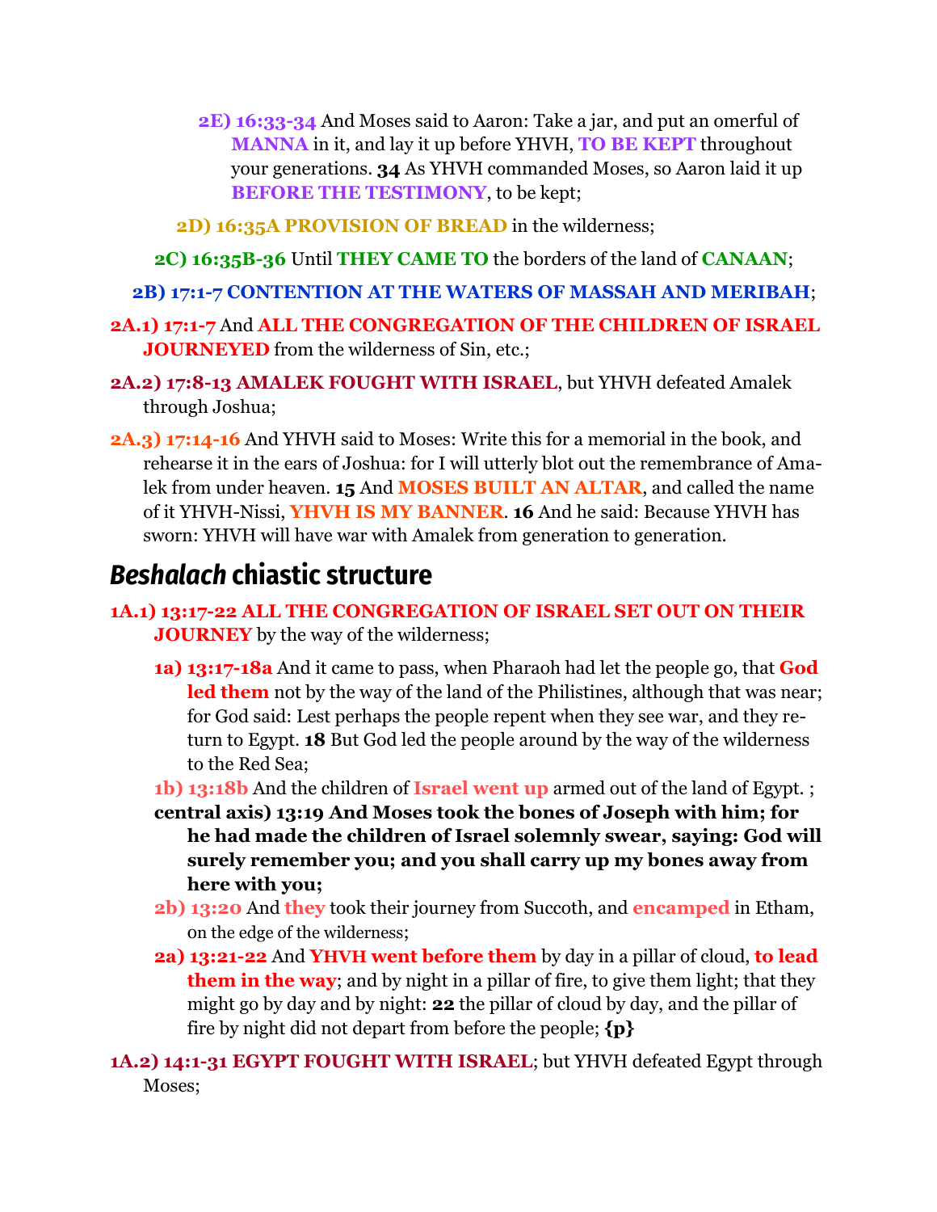**2E) 16:33-34** And Moses said to Aaron: Take a jar, and put an omerful of **MANNA** in it, and lay it up before YHVH, **TO BE KEPT** throughout your generations. **34** As YHVH commanded Moses, so Aaron laid it up **BEFORE THE TESTIMONY**, to be kept;

**2D) 16:35A PROVISION OF BREAD** in the wilderness;

**2C) 16:35B-36** Until **THEY CAME TO** the borders of the land of **CANAAN**;

**2B) 17:1-7 CONTENTION AT THE WATERS OF MASSAH AND MERIBAH**;

**2A.1) 17:1-7** And **ALL THE CONGREGATION OF THE CHILDREN OF ISRAEL JOURNEYED** from the wilderness of Sin, etc.;

**2A.2) 17:8-13 AMALEK FOUGHT WITH ISRAEL**, but YHVH defeated Amalek through Joshua;

**2A.3) 17:14-16** And YHVH said to Moses: Write this for a memorial in the book, and rehearse it in the ears of Joshua: for I will utterly blot out the remembrance of Amalek from under heaven. **15** And **MOSES BUILT AN ALTAR**, and called the name of it YHVH-Nissi, **YHVH IS MY BANNER**. **16** And he said: Because YHVH has sworn: YHVH will have war with Amalek from generation to generation.

## *Beshalach* chiastic structure

**1A.1) 13:17-22 ALL THE CONGREGATION OF ISRAEL SET OUT ON THEIR JOURNEY** by the way of the wilderness;

**1a) 13:17-18a** And it came to pass, when Pharaoh had let the people go, that **God led them** not by the way of the land of the Philistines, although that was near; for God said: Lest perhaps the people repent when they see war, and they return to Egypt. **18** But God led the people around by the way of the wilderness to the Red Sea;

**1b) 13:18b** And the children of **Israel went up** armed out of the land of Egypt. ;

**central axis) 13:19 And Moses took the bones of Joseph with him; for he had made the children of Israel solemnly swear, saying: God will surely remember you; and you shall carry up my bones away from here with you;**

**2b) 13:20** And **they** took their journey from Succoth, and **encamped** in Etham, on the edge of the wilderness;

**2a) 13:21-22** And **YHVH went before them** by day in a pillar of cloud, **to lead them in the way**; and by night in a pillar of fire, to give them light; that they might go by day and by night: **22** the pillar of cloud by day, and the pillar of fire by night did not depart from before the people; **{p}**

**1A.2) 14:1-31 EGYPT FOUGHT WITH ISRAEL**; but YHVH defeated Egypt through Moses;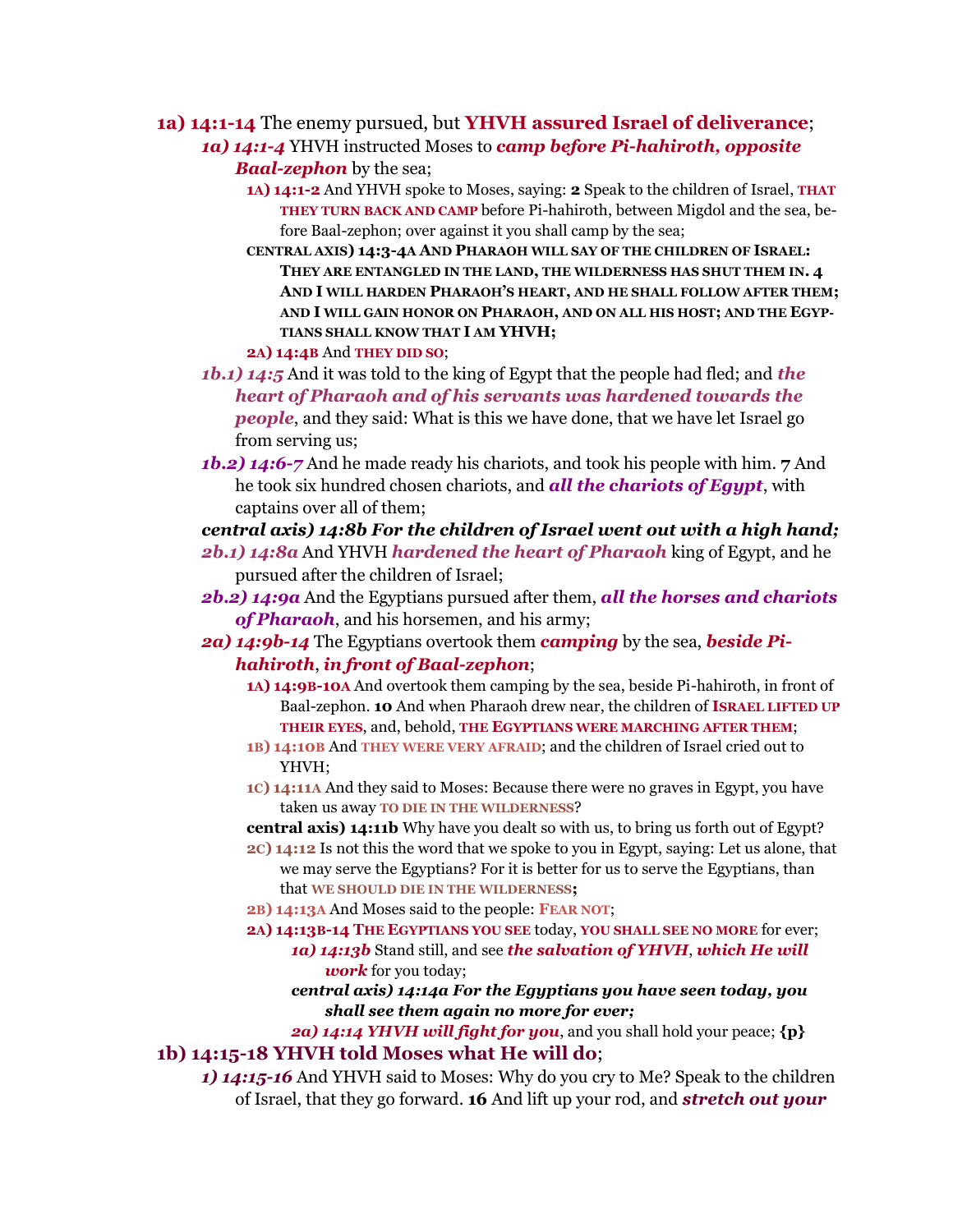**1a) 14:1-14** The enemy pursued, but **YHVH assured Israel of deliverance**;

- ***1a) 14:1-4*** YHVH instructed Moses to ***camp before Pi-hahiroth, opposite Baal-zephon*** by the sea;
  - **1A) 14:1-2** And YHVH spoke to Moses, saying: **2** Speak to the children of Israel, **THAT THEY TURN BACK AND CAMP** before Pi-hahiroth, between Migdol and the sea, before Baal-zephon; over against it you shall camp by the sea;
  - **CENTRAL AXIS) 14:3-4A AND PHARAOH WILL SAY OF THE CHILDREN OF ISRAEL: THEY ARE ENTANGLED IN THE LAND, THE WILDERNESS HAS SHUT THEM IN. 4 AND I WILL HARDEN PHARAOH'S HEART, AND HE SHALL FOLLOW AFTER THEM; AND I WILL GAIN HONOR ON PHARAOH, AND ON ALL HIS HOST; AND THE EGYPTIANS SHALL KNOW THAT I AM YHVH;**
  - **2A) 14:4B** And **THEY DID SO**;
- ***1b.1) 14:5*** And it was told to the king of Egypt that the people had fled; and ***the heart of Pharaoh and of his servants was hardened towards the people***, and they said: What is this we have done, that we have let Israel go from serving us;
- ***1b.2) 14:6-7*** And he made ready his chariots, and took his people with him. **7** And he took six hundred chosen chariots, and ***all the chariots of Egypt***, with captains over all of them;
- ***central axis) 14:8b For the children of Israel went out with a high hand;***
- ***2b.1) 14:8a*** And YHVH ***hardened the heart of Pharaoh*** king of Egypt, and he pursued after the children of Israel;
- ***2b.2) 14:9a*** And the Egyptians pursued after them, ***all the horses and chariots of Pharaoh***, and his horsemen, and his army;
- ***2a) 14:9b-14*** The Egyptians overtook them ***camping*** by the sea, ***beside Pi-hahiroth***, ***in front of Baal-zephon***;
  - **1A) 14:9B-10A** And overtook them camping by the sea, beside Pi-hahiroth, in front of Baal-zephon. **10** And when Pharaoh drew near, the children of **ISRAEL LIFTED UP THEIR EYES**, and, behold, **THE EGYPTIANS WERE MARCHING AFTER THEM**;
  - **1B) 14:10B** And **THEY WERE VERY AFRAID**; and the children of Israel cried out to YHVH;
  - **1C) 14:11A** And they said to Moses: Because there were no graves in Egypt, you have taken us away **TO DIE IN THE WILDERNESS**?
  - **central axis) 14:11b** Why have you dealt so with us, to bring us forth out of Egypt?
  - **2C) 14:12** Is not this the word that we spoke to you in Egypt, saying: Let us alone, that we may serve the Egyptians? For it is better for us to serve the Egyptians, than that **WE SHOULD DIE IN THE WILDERNESS;**
  - **2B) 14:13A** And Moses said to the people: **FEAR NOT**;
  - **2A) 14:13B-14 THE EGYPTIANS YOU SEE** today, **YOU SHALL SEE NO MORE** for ever;
    - ***1a) 14:13b*** Stand still, and see ***the salvation of YHVH***, ***which He will work*** for you today;
    - ***central axis) 14:14a For the Egyptians you have seen today, you shall see them again no more for ever;***
    - ***2a) 14:14 YHVH will fight for you***, and you shall hold your peace; **{p}**

**1b) 14:15-18 YHVH told Moses what He will do**;

- ***1) 14:15-16*** And YHVH said to Moses: Why do you cry to Me? Speak to the children of Israel, that they go forward. **16** And lift up your rod, and ***stretch out your***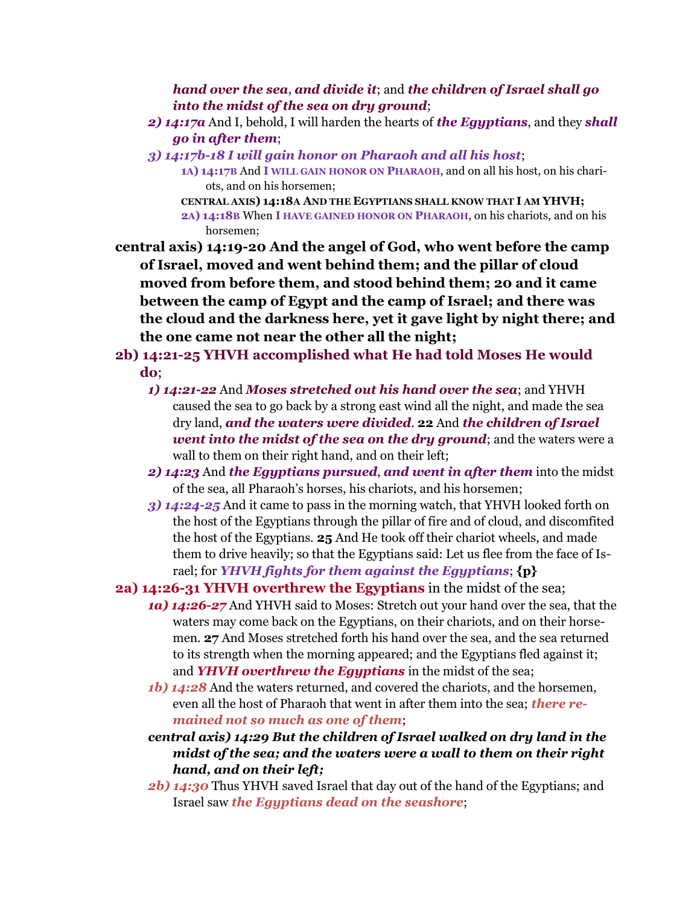***hand over the sea***, ***and divide it***; and ***the children of Israel shall go into the midst of the sea on dry ground***;

- ***2) 14:17a*** And I, behold, I will harden the hearts of ***the Egyptians***, and they ***shall go in after them***;
- ***3) 14:17b-18 I will gain honor on Pharaoh and all his host***;
    - **1A) 14:17B** And **I WILL GAIN HONOR ON PHARAOH**, and on all his host, on his chariots, and on his horsemen;
    - **CENTRAL AXIS) 14:18A AND THE EGYPTIANS SHALL KNOW THAT I AM YHVH;**
    - **2A) 14:18B** When **I HAVE GAINED HONOR ON PHARAOH**, on his chariots, and on his horsemen;

**central axis) 14:19-20 And the angel of God, who went before the camp of Israel, moved and went behind them; and the pillar of cloud moved from before them, and stood behind them; 20 and it came between the camp of Egypt and the camp of Israel; and there was the cloud and the darkness here, yet it gave light by night there; and the one came not near the other all the night;**

**2b) 14:21-25 YHVH accomplished what He had told Moses He would do**;

- ***1) 14:21-22*** And ***Moses stretched out his hand over the sea***; and YHVH caused the sea to go back by a strong east wind all the night, and made the sea dry land, ***and the waters were divided***. **22** And ***the children of Israel went into the midst of the sea on the dry ground***; and the waters were a wall to them on their right hand, and on their left;
- ***2) 14:23*** And ***the Egyptians pursued***, ***and went in after them*** into the midst of the sea, all Pharaoh's horses, his chariots, and his horsemen;
- ***3) 14:24-25*** And it came to pass in the morning watch, that YHVH looked forth on the host of the Egyptians through the pillar of fire and of cloud, and discomfited the host of the Egyptians. **25** And He took off their chariot wheels, and made them to drive heavily; so that the Egyptians said: Let us flee from the face of Israel; for ***YHVH fights for them against the Egyptians***; **{p}**

**2a) 14:26-31 YHVH overthrew the Egyptians** in the midst of the sea;

- ***1a) 14:26-27*** And YHVH said to Moses: Stretch out your hand over the sea, that the waters may come back on the Egyptians, on their chariots, and on their horsemen. **27** And Moses stretched forth his hand over the sea, and the sea returned to its strength when the morning appeared; and the Egyptians fled against it; and ***YHVH overthrew the Egyptians*** in the midst of the sea;
- ***1b) 14:28*** And the waters returned, and covered the chariots, and the horsemen, even all the host of Pharaoh that went in after them into the sea; ***there remained not so much as one of them***;
- ***central axis) 14:29 But the children of Israel walked on dry land in the midst of the sea; and the waters were a wall to them on their right hand, and on their left;***
- ***2b) 14:30*** Thus YHVH saved Israel that day out of the hand of the Egyptians; and Israel saw ***the Egyptians dead on the seashore***;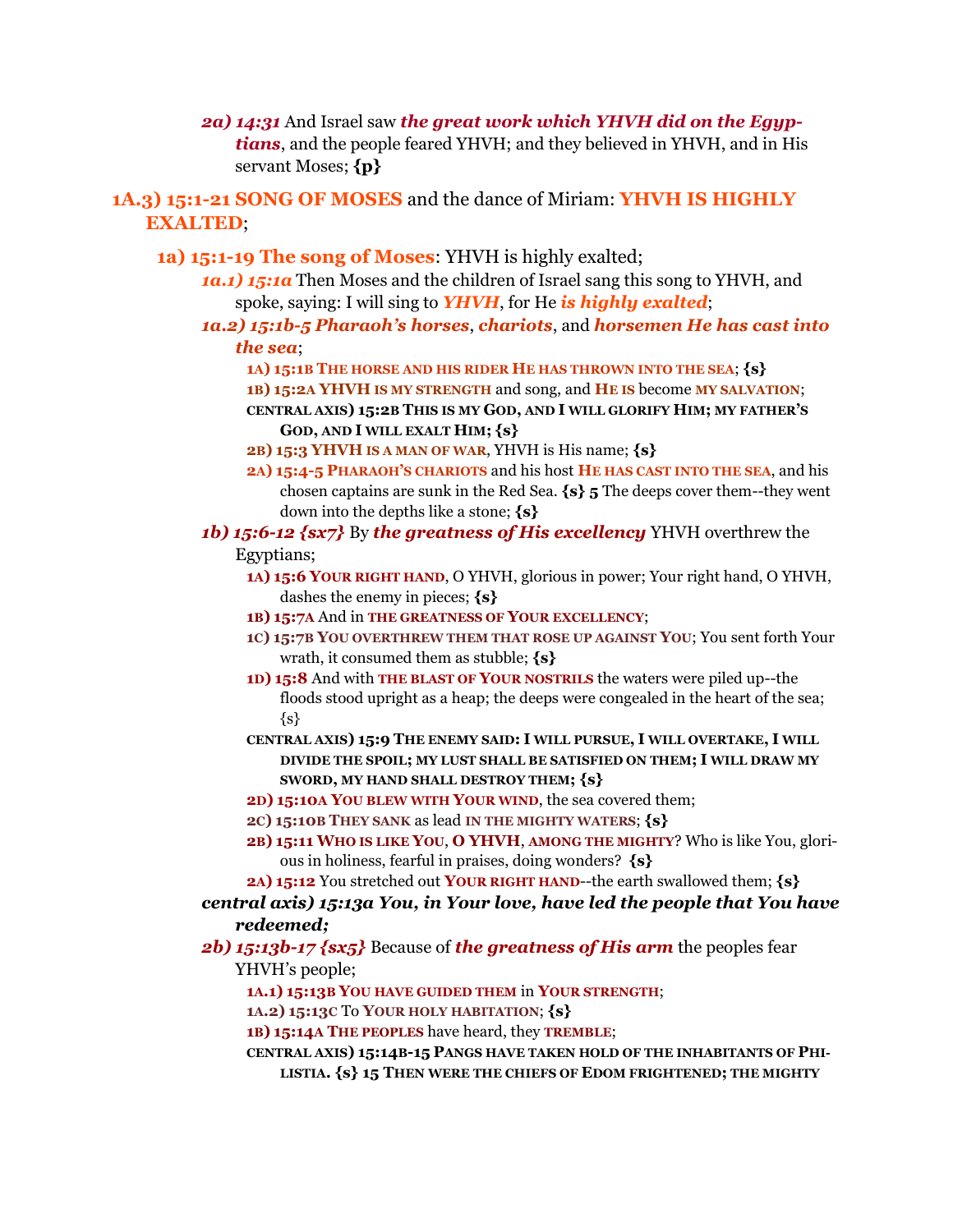*2a) 14:31* And Israel saw ***the great work which YHVH did on the Egyptians***, and the people feared YHVH; and they believed in YHVH, and in His servant Moses; **{p}**

## 1A.3) 15:1-21 SONG OF MOSES and the dance of Miriam: YHVH IS HIGHLY EXALTED;

### 1a) 15:1-19 The song of Moses: YHVH is highly exalted;

*1a.1) 15:1a* Then Moses and the children of Israel sang this song to YHVH, and spoke, saying: I will sing to ***YHVH***, for He ***is highly exalted***;

***1a.2) 15:1b-5 Pharaoh's horses, chariots, and horsemen He has cast into the sea;***

- **1A) 15:1B THE HORSE AND HIS RIDER HE HAS THROWN INTO THE SEA; {s}**
- **1B) 15:2A YHVH IS MY STRENGTH** and song, and **HE IS** become **MY SALVATION**;
- **CENTRAL AXIS) 15:2B THIS IS MY GOD, AND I WILL GLORIFY HIM; MY FATHER'S GOD, AND I WILL EXALT HIM; {s}**
- **2B) 15:3 YHVH IS A MAN OF WAR**, YHVH is His name; **{s}**
- **2A) 15:4-5 PHARAOH'S CHARIOTS** and his host **HE HAS CAST INTO THE SEA**, and his chosen captains are sunk in the Red Sea. **{s} 5** The deeps cover them--they went down into the depths like a stone; **{s}**

*1b) 15:6-12 {sx7}* By ***the greatness of His excellency*** YHVH overthrew the Egyptians;

- **1A) 15:6 YOUR RIGHT HAND**, O YHVH, glorious in power; Your right hand, O YHVH, dashes the enemy in pieces; **{s}**
- **1B) 15:7A** And in **THE GREATNESS OF YOUR EXCELLENCY**;
- **1C) 15:7B YOU OVERTHREW THEM THAT ROSE UP AGAINST YOU**; You sent forth Your wrath, it consumed them as stubble; **{s}**
- **1D) 15:8** And with **THE BLAST OF YOUR NOSTRILS** the waters were piled up--the floods stood upright as a heap; the deeps were congealed in the heart of the sea; {s}
- **CENTRAL AXIS) 15:9 THE ENEMY SAID: I WILL PURSUE, I WILL OVERTAKE, I WILL DIVIDE THE SPOIL; MY LUST SHALL BE SATISFIED ON THEM; I WILL DRAW MY SWORD, MY HAND SHALL DESTROY THEM; {s}**
- **2D) 15:10A YOU BLEW WITH YOUR WIND**, the sea covered them;
- **2C) 15:10B THEY SANK** as lead **IN THE MIGHTY WATERS**; **{s}**
- **2B) 15:11 WHO IS LIKE YOU, O YHVH, AMONG THE MIGHTY**? Who is like You, glorious in holiness, fearful in praises, doing wonders? **{s}**
- **2A) 15:12** You stretched out **YOUR RIGHT HAND**--the earth swallowed them; **{s}**

***central axis) 15:13a You, in Your love, have led the people that You have redeemed;***

*2b) 15:13b-17 {sx5}* Because of ***the greatness of His arm*** the peoples fear YHVH's people;

- **1A.1) 15:13B YOU HAVE GUIDED THEM** in **YOUR STRENGTH**;
- **1A.2) 15:13C** To **YOUR HOLY HABITATION**; **{s}**
- **1B) 15:14A THE PEOPLES** have heard, they **TREMBLE**;
- **CENTRAL AXIS) 15:14B-15 PANGS HAVE TAKEN HOLD OF THE INHABITANTS OF PHILISTIA. {s} 15 THEN WERE THE CHIEFS OF EDOM FRIGHTENED; THE MIGHTY**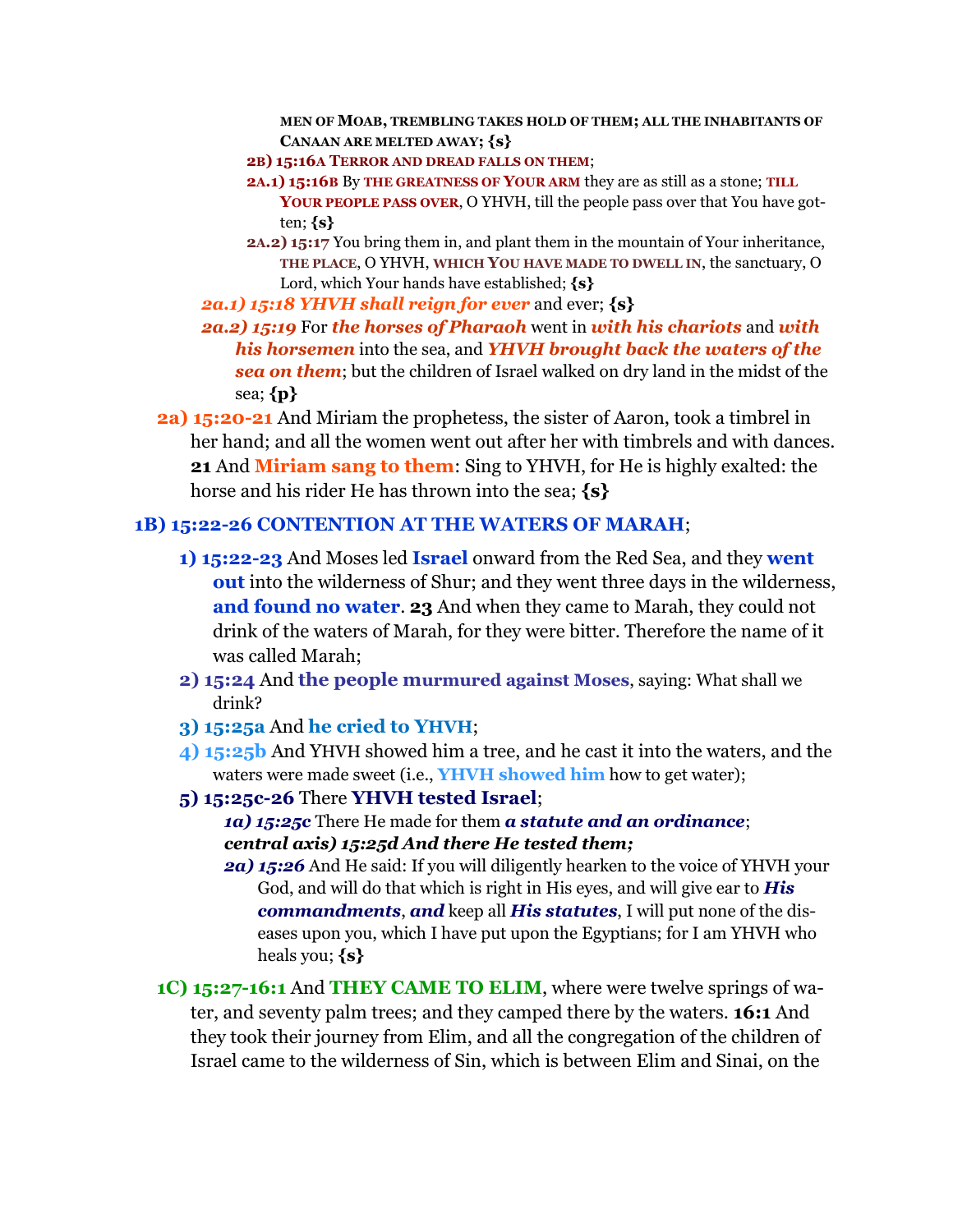**MEN OF MOAB, TREMBLING TAKES HOLD OF THEM; ALL THE INHABITANTS OF CANAAN ARE MELTED AWAY; {s}**

**2B) 15:16A TERROR AND DREAD FALLS ON THEM**;

**2A.1) 15:16B** By **THE GREATNESS OF YOUR ARM** they are as still as a stone; **TILL YOUR PEOPLE PASS OVER**, O YHVH, till the people pass over that You have gotten; **{s}**

**2A.2) 15:17** You bring them in, and plant them in the mountain of Your inheritance, **THE PLACE**, O YHVH, **WHICH YOU HAVE MADE TO DWELL IN**, the sanctuary, O Lord, which Your hands have established; **{s}**

***2a.1) 15:18 YHVH shall reign for ever*** and ever; **{s}**

***2a.2) 15:19*** For ***the horses of Pharaoh*** went in ***with his chariots*** and ***with his horsemen*** into the sea, and ***YHVH brought back the waters of the sea on them***; but the children of Israel walked on dry land in the midst of the sea; **{p}**

**2a) 15:20-21** And Miriam the prophetess, the sister of Aaron, took a timbrel in her hand; and all the women went out after her with timbrels and with dances. **21** And **Miriam sang to them**: Sing to YHVH, for He is highly exalted: the horse and his rider He has thrown into the sea; **{s}**

## 1B) 15:22-26 CONTENTION AT THE WATERS OF MARAH;

**1) 15:22-23** And Moses led **Israel** onward from the Red Sea, and they **went out** into the wilderness of Shur; and they went three days in the wilderness, **and found no water**. **23** And when they came to Marah, they could not drink of the waters of Marah, for they were bitter. Therefore the name of it was called Marah;

**2) 15:24** And **the people murmured against Moses**, saying: What shall we drink?

**3) 15:25a** And **he cried to YHVH**;

**4) 15:25b** And YHVH showed him a tree, and he cast it into the waters, and the waters were made sweet (i.e., **YHVH showed him** how to get water);

**5) 15:25c-26** There **YHVH tested Israel**;

***1a) 15:25c*** There He made for them ***a statute and an ordinance***;

***central axis) 15:25d And there He tested them;***

***2a) 15:26*** And He said: If you will diligently hearken to the voice of YHVH your God, and will do that which is right in His eyes, and will give ear to ***His commandments, and*** keep all ***His statutes***, I will put none of the diseases upon you, which I have put upon the Egyptians; for I am YHVH who heals you; **{s}**

**1C) 15:27-16:1** And **THEY CAME TO ELIM**, where were twelve springs of water, and seventy palm trees; and they camped there by the waters. **16:1** And they took their journey from Elim, and all the congregation of the children of Israel came to the wilderness of Sin, which is between Elim and Sinai, on the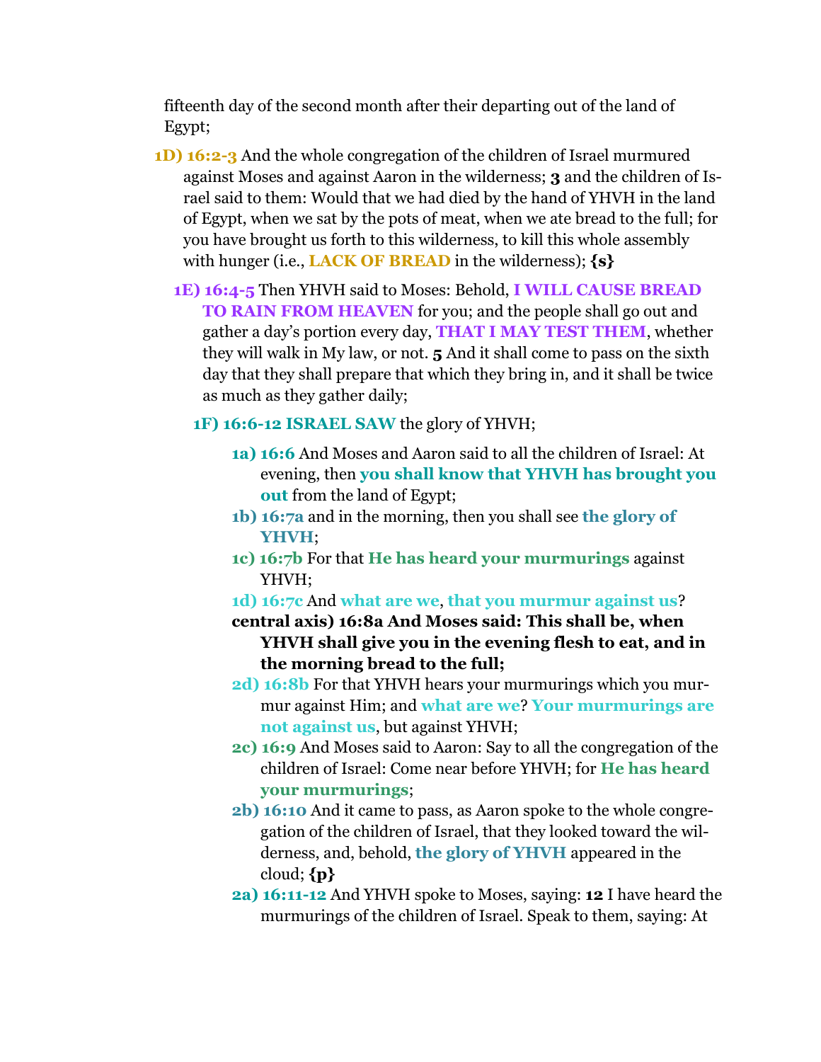fifteenth day of the second month after their departing out of the land of Egypt;

- **1D) 16:2-3** And the whole congregation of the children of Israel murmured against Moses and against Aaron in the wilderness; **3** and the children of Israel said to them: Would that we had died by the hand of YHVH in the land of Egypt, when we sat by the pots of meat, when we ate bread to the full; for you have brought us forth to this wilderness, to kill this whole assembly with hunger (i.e., **LACK OF BREAD** in the wilderness); **{s}**
  - **1E) 16:4-5** Then YHVH said to Moses: Behold, **I WILL CAUSE BREAD TO RAIN FROM HEAVEN** for you; and the people shall go out and gather a day's portion every day, **THAT I MAY TEST THEM**, whether they will walk in My law, or not. **5** And it shall come to pass on the sixth day that they shall prepare that which they bring in, and it shall be twice as much as they gather daily;
    - **1F) 16:6-12 ISRAEL SAW** the glory of YHVH;
      - **1a) 16:6** And Moses and Aaron said to all the children of Israel: At evening, then **you shall know that YHVH has brought you out** from the land of Egypt;
      - **1b) 16:7a** and in the morning, then you shall see **the glory of YHVH**;
      - **1c) 16:7b** For that **He has heard your murmurings** against YHVH;
      - **1d) 16:7c** And **what are we**, **that you murmur against us**?
      - **central axis) 16:8a And Moses said: This shall be, when YHVH shall give you in the evening flesh to eat, and in the morning bread to the full;**
      - **2d) 16:8b** For that YHVH hears your murmurings which you murmur against Him; and **what are we**? **Your murmurings are not against us**, but against YHVH;
      - **2c) 16:9** And Moses said to Aaron: Say to all the congregation of the children of Israel: Come near before YHVH; for **He has heard your murmurings**;
      - **2b) 16:10** And it came to pass, as Aaron spoke to the whole congregation of the children of Israel, that they looked toward the wilderness, and, behold, **the glory of YHVH** appeared in the cloud; **{p}**
      - **2a) 16:11-12** And YHVH spoke to Moses, saying: **12** I have heard the murmurings of the children of Israel. Speak to them, saying: At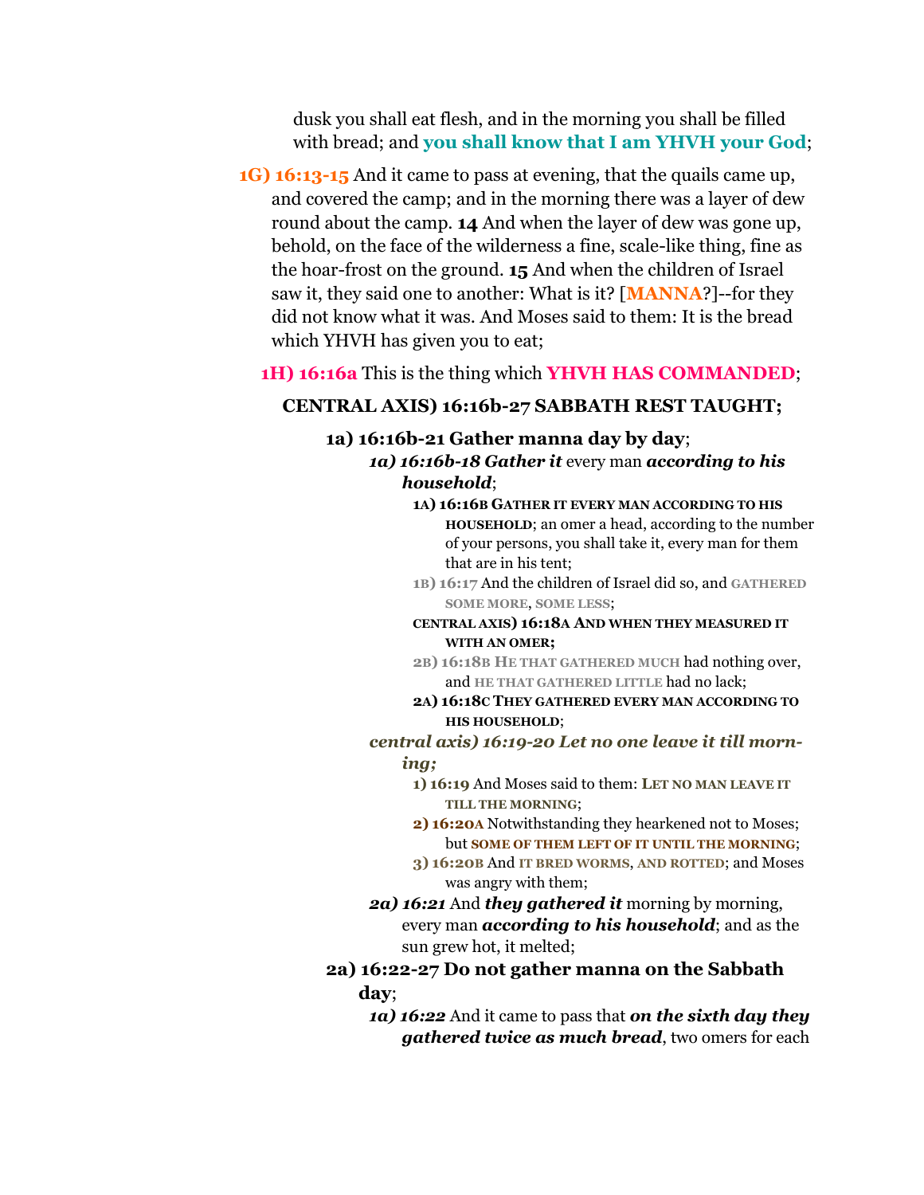dusk you shall eat flesh, and in the morning you shall be filled with bread; and **you shall know that I am YHVH your God**;

**1G) 16:13-15** And it came to pass at evening, that the quails came up, and covered the camp; and in the morning there was a layer of dew round about the camp. **14** And when the layer of dew was gone up, behold, on the face of the wilderness a fine, scale-like thing, fine as the hoar-frost on the ground. **15** And when the children of Israel saw it, they said one to another: What is it? [**MANNA**?]--for they did not know what it was. And Moses said to them: It is the bread which YHVH has given you to eat;

- **1H) 16:16a** This is the thing which **YHVH HAS COMMANDED**;

  - **CENTRAL AXIS) 16:16b-27 SABBATH REST TAUGHT;**

    - **1a) 16:16b-21 Gather manna day by day**;
      - ***1a) 16:16b-18 Gather it*** every man ***according to his household***;
        - **1A) 16:16B GATHER IT EVERY MAN ACCORDING TO HIS HOUSEHOLD**; an omer a head, according to the number of your persons, you shall take it, every man for them that are in his tent;
        - **1B) 16:17** And the children of Israel did so, and **GATHERED SOME MORE**, **SOME LESS**;
        - **CENTRAL AXIS) 16:18A AND WHEN THEY MEASURED IT WITH AN OMER;**
        - **2B) 16:18B HE THAT GATHERED MUCH** had nothing over, and **HE THAT GATHERED LITTLE** had no lack;
        - **2A) 16:18C THEY GATHERED EVERY MAN ACCORDING TO HIS HOUSEHOLD**;
      - ***central axis) 16:19-20 Let no one leave it till morning;***
        - **1) 16:19** And Moses said to them: **LET NO MAN LEAVE IT TILL THE MORNING**;
        - **2) 16:20A** Notwithstanding they hearkened not to Moses; but **SOME OF THEM LEFT OF IT UNTIL THE MORNING**;
        - **3) 16:20B** And **IT BRED WORMS**, **AND ROTTED**; and Moses was angry with them;
      - ***2a) 16:21*** And ***they gathered it*** morning by morning, every man ***according to his household***; and as the sun grew hot, it melted;
    - **2a) 16:22-27 Do not gather manna on the Sabbath day**;
      - ***1a) 16:22*** And it came to pass that ***on the sixth day they gathered twice as much bread***, two omers for each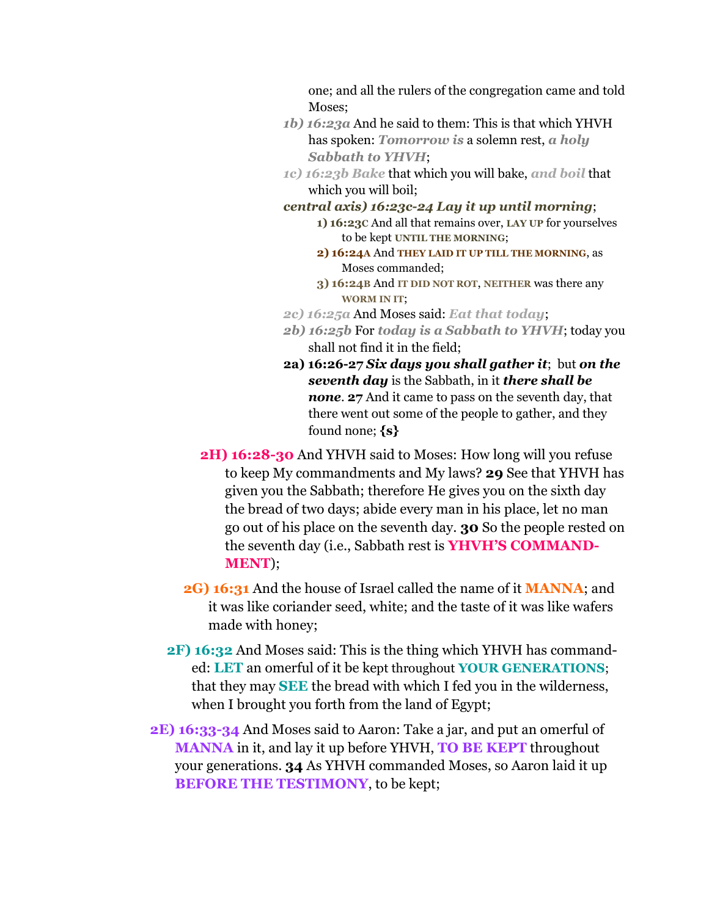one; and all the rulers of the congregation came and told Moses;

*1b) 16:23a* And he said to them: This is that which YHVH has spoken: ***Tomorrow is*** a solemn rest, ***a holy Sabbath to YHVH***;

*1c) 16:23b* ***Bake*** that which you will bake, ***and boil*** that which you will boil;

***central axis) 16:23c-24 Lay it up until morning***;

- **1) 16:23C** And all that remains over, **LAY UP** for yourselves to be kept **UNTIL THE MORNING**;
- **2) 16:24A** And **THEY LAID IT UP TILL THE MORNING**, as Moses commanded;
- **3) 16:24B** And **IT DID NOT ROT**, **NEITHER** was there any **WORM IN IT**;

*2c) 16:25a* And Moses said: ***Eat that today***;

*2b) 16:25b* For ***today is a Sabbath to YHVH***; today you shall not find it in the field;

**2a) 16:26-27** ***Six days you shall gather it***; but ***on the seventh day*** is the Sabbath, in it ***there shall be none***. **27** And it came to pass on the seventh day, that there went out some of the people to gather, and they found none; **{s}**

**2H) 16:28-30** And YHVH said to Moses: How long will you refuse to keep My commandments and My laws? **29** See that YHVH has given you the Sabbath; therefore He gives you on the sixth day the bread of two days; abide every man in his place, let no man go out of his place on the seventh day. **30** So the people rested on the seventh day (i.e., Sabbath rest is **YHVH'S COMMANDMENT**);

**2G) 16:31** And the house of Israel called the name of it **MANNA**; and it was like coriander seed, white; and the taste of it was like wafers made with honey;

**2F) 16:32** And Moses said: This is the thing which YHVH has commanded: **LET** an omerful of it be kept throughout **YOUR GENERATIONS**; that they may **SEE** the bread with which I fed you in the wilderness, when I brought you forth from the land of Egypt;

**2E) 16:33-34** And Moses said to Aaron: Take a jar, and put an omerful of **MANNA** in it, and lay it up before YHVH, **TO BE KEPT** throughout your generations. **34** As YHVH commanded Moses, so Aaron laid it up **BEFORE THE TESTIMONY**, to be kept;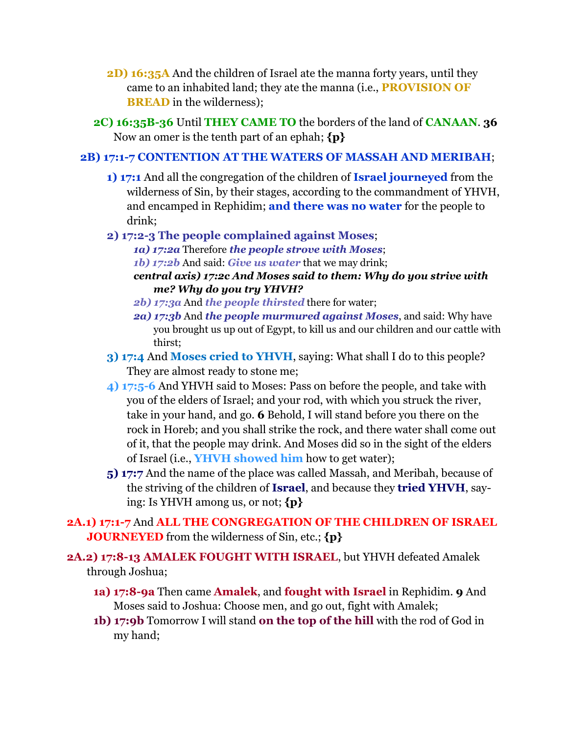**2D) 16:35A** And the children of Israel ate the manna forty years, until they came to an inhabited land; they ate the manna (i.e., **PROVISION OF BREAD** in the wilderness);

**2C) 16:35B-36** Until **THEY CAME TO** the borders of the land of **CANAAN**. **36** Now an omer is the tenth part of an ephah; **{p}**

**2B) 17:1-7 CONTENTION AT THE WATERS OF MASSAH AND MERIBAH**;

- **1) 17:1** And all the congregation of the children of **Israel journeyed** from the wilderness of Sin, by their stages, according to the commandment of YHVH, and encamped in Rephidim; **and there was no water** for the people to drink;
- **2) 17:2-3 The people complained against Moses**;
  - ***1a) 17:2a*** Therefore ***the people strove with Moses***;
  - ***1b) 17:2b*** And said: ***Give us water*** that we may drink;
  - ***central axis) 17:2c And Moses said to them: Why do you strive with me? Why do you try YHVH?***
  - ***2b) 17:3a*** And ***the people thirsted*** there for water;
  - ***2a) 17:3b*** And ***the people murmured against Moses***, and said: Why have you brought us up out of Egypt, to kill us and our children and our cattle with thirst;
- **3) 17:4** And **Moses cried to YHVH**, saying: What shall I do to this people? They are almost ready to stone me;
- **4) 17:5-6** And YHVH said to Moses: Pass on before the people, and take with you of the elders of Israel; and your rod, with which you struck the river, take in your hand, and go. **6** Behold, I will stand before you there on the rock in Horeb; and you shall strike the rock, and there water shall come out of it, that the people may drink. And Moses did so in the sight of the elders of Israel (i.e., **YHVH showed him** how to get water);
- **5) 17:7** And the name of the place was called Massah, and Meribah, because of the striving of the children of **Israel**, and because they **tried YHVH**, saying: Is YHVH among us, or not; **{p}**

**2A.1) 17:1-7** And **ALL THE CONGREGATION OF THE CHILDREN OF ISRAEL JOURNEYED** from the wilderness of Sin, etc.; **{p}**

**2A.2) 17:8-13 AMALEK FOUGHT WITH ISRAEL**, but YHVH defeated Amalek through Joshua;

- **1a) 17:8-9a** Then came **Amalek**, and **fought with Israel** in Rephidim. **9** And Moses said to Joshua: Choose men, and go out, fight with Amalek;
- **1b) 17:9b** Tomorrow I will stand **on the top of the hill** with the rod of God in my hand;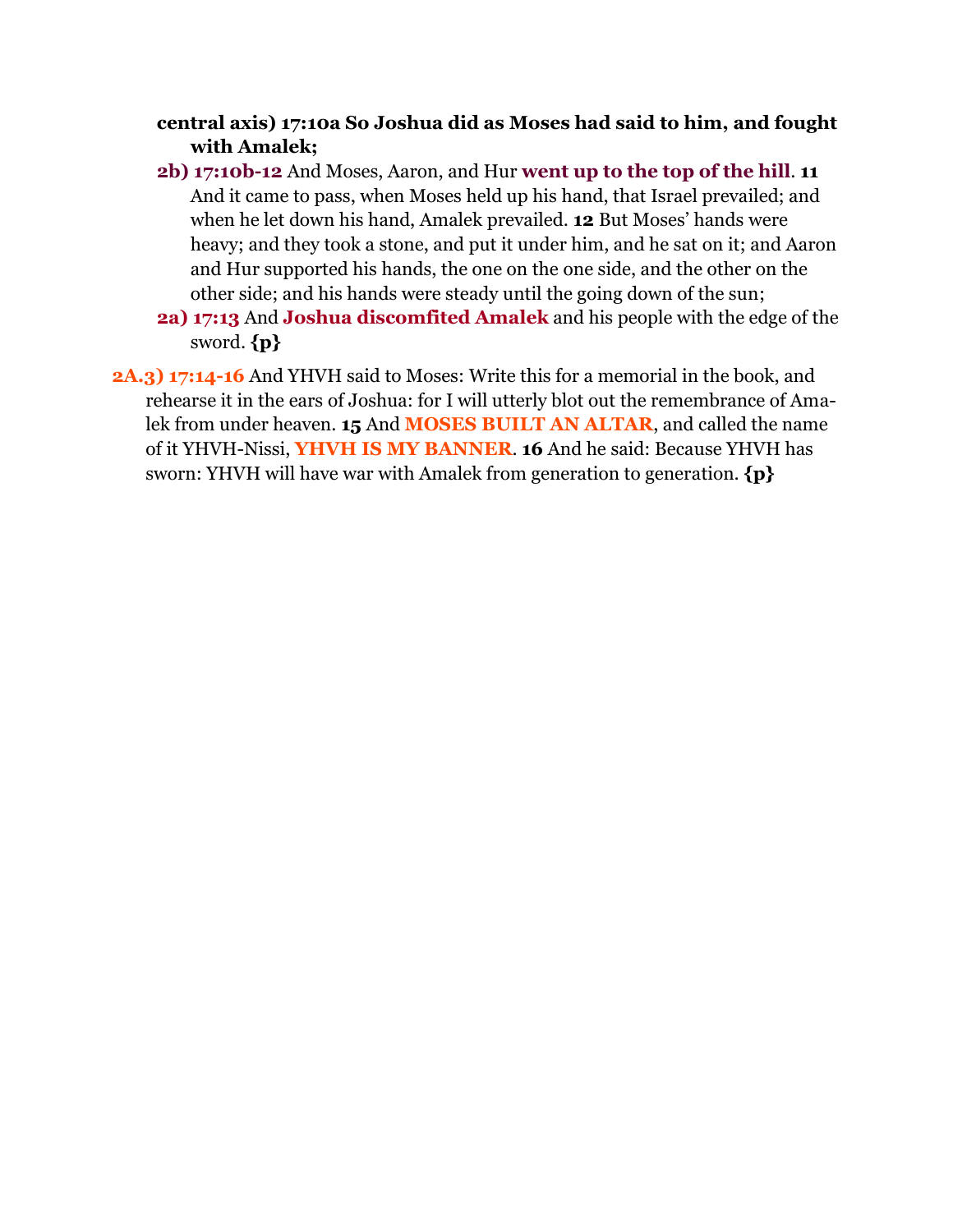**central axis) 17:10a So Joshua did as Moses had said to him, and fought with Amalek;**

**2b) 17:10b-12** And Moses, Aaron, and Hur **went up to the top of the hill**. **11** And it came to pass, when Moses held up his hand, that Israel prevailed; and when he let down his hand, Amalek prevailed. **12** But Moses' hands were heavy; and they took a stone, and put it under him, and he sat on it; and Aaron and Hur supported his hands, the one on the one side, and the other on the other side; and his hands were steady until the going down of the sun;

**2a) 17:13** And **Joshua discomfited Amalek** and his people with the edge of the sword. **{p}**

**2A.3) 17:14-16** And YHVH said to Moses: Write this for a memorial in the book, and rehearse it in the ears of Joshua: for I will utterly blot out the remembrance of Amalek from under heaven. **15** And **MOSES BUILT AN ALTAR**, and called the name of it YHVH-Nissi, **YHVH IS MY BANNER**. **16** And he said: Because YHVH has sworn: YHVH will have war with Amalek from generation to generation. **{p}**